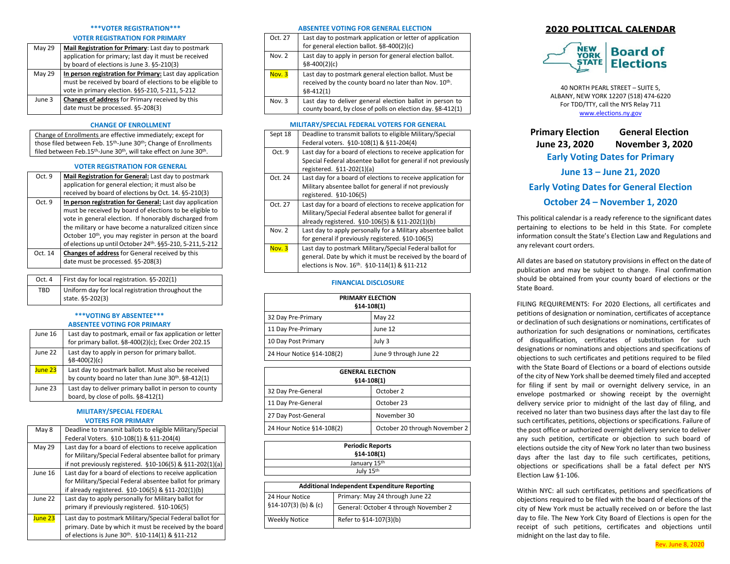# 2020 POLITICAL CALENDAR

**Board of Elections** — NEW YORK STATE

40 NORTH PEARL STREET – SUITE 5,
ALBANY, NEW YORK 12207 (518) 474-6220
For TDD/TTY, call the NYS Relay 711
www.elections.ny.gov

**Primary Election June 23, 2020**

**General Election November 3, 2020**

**Early Voting Dates for Primary**

**June 13 – June 21, 2020**

**Early Voting Dates for General Election**

**October 24 – November 1, 2020**

This political calendar is a ready reference to the significant dates pertaining to elections to be held in this State. For complete information consult the State's Election Law and Regulations and any relevant court orders.

All dates are based on statutory provisions in effect on the date of publication and may be subject to change. Final confirmation should be obtained from your county board of elections or the State Board.

FILING REQUIREMENTS: For 2020 Elections, all certificates and petitions of designation or nomination, certificates of acceptance or declination of such designations or nominations, certificates of authorization for such designations or nominations, certificates of disqualification, certificates of substitution for such designations or nominations and objections and specifications of objections to such certificates and petitions required to be filed with the State Board of Elections or a board of elections outside of the city of New York shall be deemed timely filed and accepted for filing if sent by mail or overnight delivery service, in an envelope postmarked or showing receipt by the overnight delivery service prior to midnight of the last day of filing, and received no later than two business days after the last day to file such certificates, petitions, objections or specifications. Failure of the post office or authorized overnight delivery service to deliver any such petition, certificate or objection to such board of elections outside the city of New York no later than two business days after the last day to file such certificates, petitions, objections or specifications shall be a fatal defect per NYS Election Law §1-106.

Within NYC: all such certificates, petitions and specifications of objections required to be filed with the board of elections of the city of New York must be actually received on or before the last day to file. The New York City Board of Elections is open for the receipt of such petitions, certificates and objections until midnight on the last day to file.

Rev. June 8, 2020

## ***VOTER REGISTRATION***

### VOTER REGISTRATION FOR PRIMARY

| | |
|---|---|
| May 29 | **Mail Registration for Primary**: Last day to postmark application for primary; last day it must be received by board of elections is June 3. §5-210(3) |
| May 29 | **In person registration for Primary:** Last day application must be received by board of elections to be eligible to vote in primary election. §§5-210, 5-211, 5-212 |
| June 3 | **Changes of address** for Primary received by this date must be processed. §5-208(3) |

### CHANGE OF ENROLLMENT

Change of Enrollments are effective immediately; except for those filed between Feb. 15th-June 30th; Change of Enrollments filed between Feb.15th-June 30th, will take effect on June 30th.

### VOTER REGISTRATION FOR GENERAL

| | |
|---|---|
| Oct. 9 | **Mail Registration for General:** Last day to postmark application for general election; it must also be received by board of elections by Oct. 14. §5-210(3) |
| Oct. 9 | **In person registration for General:** Last day application must be received by board of elections to be eligible to vote in general election. If honorably discharged from the military or have become a naturalized citizen since October 10th, you may register in person at the board of elections up until October 24th. §§5-210, 5-211, 5-212 |
| Oct. 14 | **Changes of address** for General received by this date must be processed. §5-208(3) |

| | |
|---|---|
| Oct. 4 | First day for local registration. §5-202(1) |
| TBD | Uniform day for local registration throughout the state. §5-202(3) |

## ***VOTING BY ABSENTEE***

### ABSENTEE VOTING FOR PRIMARY

| | |
|---|---|
| June 16 | Last day to postmark, email or fax application or letter for primary ballot. §8-400(2)(c); Exec Order 202.15 |
| June 22 | Last day to apply in person for primary ballot. §8-400(2)(c) |
| June 23 | Last day to postmark ballot. Must also be received by county board no later than June 30th. §8-412(1) |
| June 23 | Last day to deliver primary ballot in person to county board, by close of polls. §8-412(1) |

### MILITARY/SPECIAL FEDERAL VOTERS FOR PRIMARY

| | |
|---|---|
| May 8 | Deadline to transmit ballots to eligible Military/Special Federal Voters. §10-108(1) & §11-204(4) |
| May 29 | Last day for a board of elections to receive application for Military/Special Federal absentee ballot for primary if not previously registered. §10-106(5) & §11-202(1)(a) |
| June 16 | Last day for a board of elections to receive application for Military/Special Federal absentee ballot for primary if already registered. §10-106(5) & §11-202(1)(b) |
| June 22 | Last day to apply personally for Military ballot for primary if previously registered. §10-106(5) |
| June 23 | Last day to postmark Military/Special Federal ballot for primary. Date by which it must be received by the board of elections is June 30th. §10-114(1) & §11-212 |

### ABSENTEE VOTING FOR GENERAL ELECTION

| | |
|---|---|
| Oct. 27 | Last day to postmark application or letter of application for general election ballot. §8-400(2)(c) |
| Nov. 2 | Last day to apply in person for general election ballot. §8-400(2)(c) |
| Nov. 3 | Last day to postmark general election ballot. Must be received by the county board no later than Nov. 10th. §8-412(1) |
| Nov. 3 | Last day to deliver general election ballot in person to county board, by close of polls on election day. §8-412(1) |

### MILITARY/SPECIAL FEDERAL VOTERS FOR GENERAL

| | |
|---|---|
| Sept 18 | Deadline to transmit ballots to eligible Military/Special Federal voters. §10-108(1) & §11-204(4) |
| Oct. 9 | Last day for a board of elections to receive application for Special Federal absentee ballot for general if not previously registered. §11-202(1)(a) |
| Oct. 24 | Last day for a board of elections to receive application for Military absentee ballot for general if not previously registered. §10-106(5) |
| Oct. 27 | Last day for a board of elections to receive application for Military/Special Federal absentee ballot for general if already registered. §10-106(5) & §11-202(1)(b) |
| Nov. 2 | Last day to apply personally for a Military absentee ballot for general if previously registered. §10-106(5) |
| Nov. 3 | Last day to postmark Military/Special Federal ballot for general. Date by which it must be received by the board of elections is Nov. 16th. §10-114(1) & §11-212 |

### FINANCIAL DISCLOSURE

| PRIMARY ELECTION §14-108(1) | |
|---|---|
| 32 Day Pre-Primary | May 22 |
| 11 Day Pre-Primary | June 12 |
| 10 Day Post Primary | July 3 |
| 24 Hour Notice §14-108(2) | June 9 through June 22 |

| GENERAL ELECTION §14-108(1) | |
|---|---|
| 32 Day Pre-General | October 2 |
| 11 Day Pre-General | October 23 |
| 27 Day Post-General | November 30 |
| 24 Hour Notice §14-108(2) | October 20 through November 2 |

| Periodic Reports §14-108(1) |
|---|
| January 15th |
| July 15th |

| Additional Independent Expenditure Reporting | |
|---|---|
| 24 Hour Notice §14-107(3) (b) & (c) | Primary: May 24 through June 22 |
| | General: October 4 through November 2 |
| Weekly Notice | Refer to §14-107(3)(b) |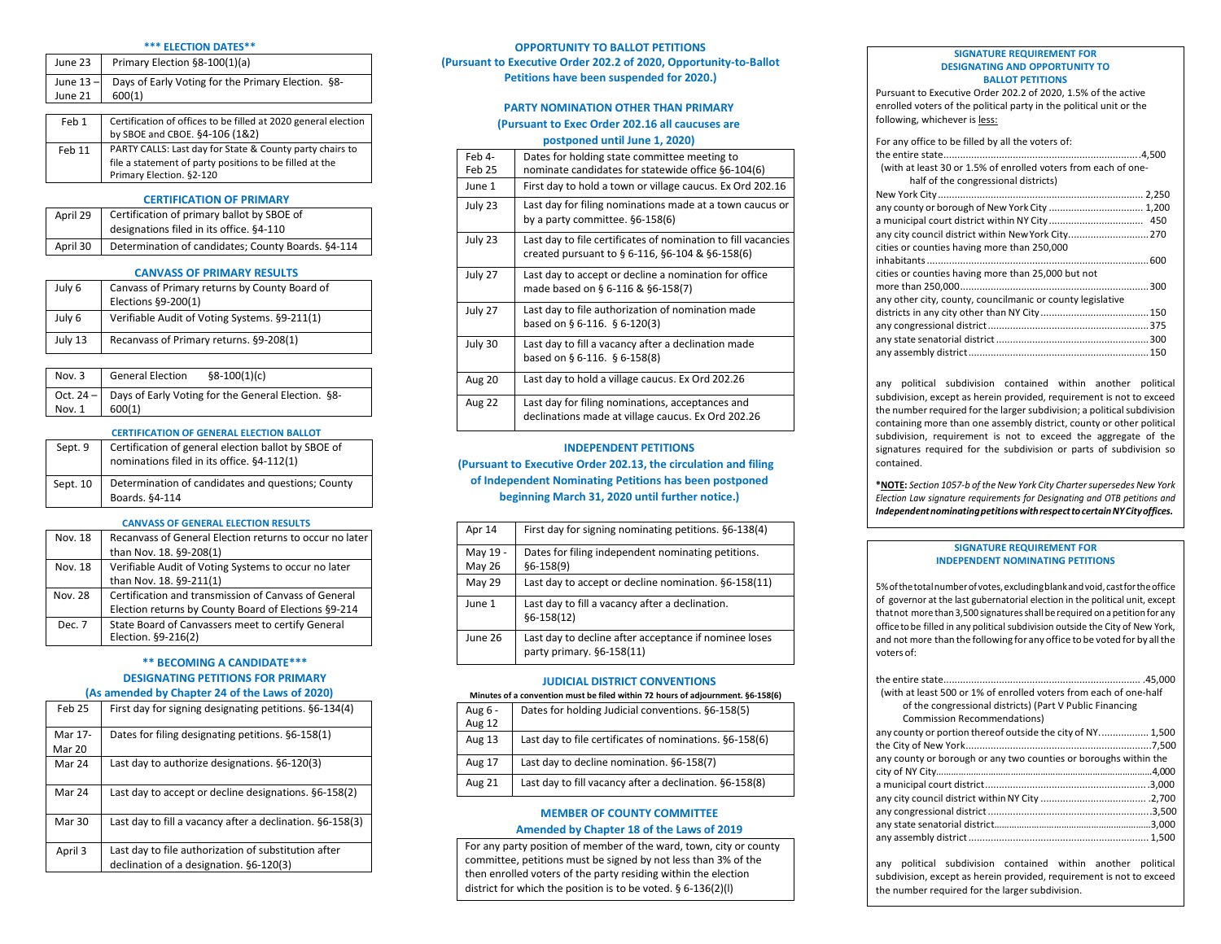### *** ELECTION DATES**

| | |
|---|---|
| June 23 | Primary Election §8-100(1)(a) |
| June 13 – June 21 | Days of Early Voting for the Primary Election. §8-600(1) |

| | |
|---|---|
| Feb 1 | Certification of offices to be filled at 2020 general election by SBOE and CBOE. §4-106 (1&2) |
| Feb 11 | PARTY CALLS: Last day for State & County party chairs to file a statement of party positions to be filled at the Primary Election. §2-120 |

### CERTIFICATION OF PRIMARY

| | |
|---|---|
| April 29 | Certification of primary ballot by SBOE of designations filed in its office. §4-110 |
| April 30 | Determination of candidates; County Boards. §4-114 |

### CANVASS OF PRIMARY RESULTS

| | |
|---|---|
| July 6 | Canvass of Primary returns by County Board of Elections §9-200(1) |
| July 6 | Verifiable Audit of Voting Systems. §9-211(1) |
| July 13 | Recanvass of Primary returns. §9-208(1) |

| | |
|---|---|
| Nov. 3 | General Election §8-100(1)(c) |
| Oct. 24 – Nov. 1 | Days of Early Voting for the General Election. §8-600(1) |

### CERTIFICATION OF GENERAL ELECTION BALLOT

| | |
|---|---|
| Sept. 9 | Certification of general election ballot by SBOE of nominations filed in its office. §4-112(1) |
| Sept. 10 | Determination of candidates and questions; County Boards. §4-114 |

### CANVASS OF GENERAL ELECTION RESULTS

| | |
|---|---|
| Nov. 18 | Recanvass of General Election returns to occur no later than Nov. 18. §9-208(1) |
| Nov. 18 | Verifiable Audit of Voting Systems to occur no later than Nov. 18. §9-211(1) |
| Nov. 28 | Certification and transmission of Canvass of General Election returns by County Board of Elections §9-214 |
| Dec. 7 | State Board of Canvassers meet to certify General Election. §9-216(2) |

### ** BECOMING A CANDIDATE***

### DESIGNATING PETITIONS FOR PRIMARY

**(As amended by Chapter 24 of the Laws of 2020)**

| | |
|---|---|
| Feb 25 | First day for signing designating petitions. §6-134(4) |
| Mar 17-Mar 20 | Dates for filing designating petitions. §6-158(1) |
| Mar 24 | Last day to authorize designations. §6-120(3) |
| Mar 24 | Last day to accept or decline designations. §6-158(2) |
| Mar 30 | Last day to fill a vacancy after a declination. §6-158(3) |
| April 3 | Last day to file authorization of substitution after declination of a designation. §6-120(3) |

### OPPORTUNITY TO BALLOT PETITIONS

**(Pursuant to Executive Order 202.2 of 2020, Opportunity-to-Ballot Petitions have been suspended for 2020.)**

### PARTY NOMINATION OTHER THAN PRIMARY

**(Pursuant to Exec Order 202.16 all caucuses are postponed until June 1, 2020)**

| | |
|---|---|
| Feb 4-Feb 25 | Dates for holding state committee meeting to nominate candidates for statewide office §6-104(6) |
| June 1 | First day to hold a town or village caucus. Ex Ord 202.16 |
| July 23 | Last day for filing nominations made at a town caucus or by a party committee. §6-158(6) |
| July 23 | Last day to file certificates of nomination to fill vacancies created pursuant to § 6-116, §6-104 & §6-158(6) |
| July 27 | Last day to accept or decline a nomination for office made based on § 6-116 & §6-158(7) |
| July 27 | Last day to file authorization of nomination made based on § 6-116. § 6-120(3) |
| July 30 | Last day to fill a vacancy after a declination made based on § 6-116. § 6-158(8) |
| Aug 20 | Last day to hold a village caucus. Ex Ord 202.26 |
| Aug 22 | Last day for filing nominations, acceptances and declinations made at village caucus. Ex Ord 202.26 |

### INDEPENDENT PETITIONS

**(Pursuant to Executive Order 202.13, the circulation and filing of Independent Nominating Petitions has been postponed beginning March 31, 2020 until further notice.)**

| | |
|---|---|
| Apr 14 | First day for signing nominating petitions. §6-138(4) |
| May 19 - May 26 | Dates for filing independent nominating petitions. §6-158(9) |
| May 29 | Last day to accept or decline nomination. §6-158(11) |
| June 1 | Last day to fill a vacancy after a declination. §6-158(12) |
| June 26 | Last day to decline after acceptance if nominee loses party primary. §6-158(11) |

### JUDICIAL DISTRICT CONVENTIONS

**Minutes of a convention must be filed within 72 hours of adjournment. §6-158(6)**

| | |
|---|---|
| Aug 6 - Aug 12 | Dates for holding Judicial conventions. §6-158(5) |
| Aug 13 | Last day to file certificates of nominations. §6-158(6) |
| Aug 17 | Last day to decline nomination. §6-158(7) |
| Aug 21 | Last day to fill vacancy after a declination. §6-158(8) |

### MEMBER OF COUNTY COMMITTEE

**Amended by Chapter 18 of the Laws of 2019**

For any party position of member of the ward, town, city or county committee, petitions must be signed by not less than 3% of the then enrolled voters of the party residing within the election district for which the position is to be voted. § 6-136(2)(l)

### SIGNATURE REQUIREMENT FOR DESIGNATING AND OPPORTUNITY TO BALLOT PETITIONS

Pursuant to Executive Order 202.2 of 2020, 1.5% of the active enrolled voters of the political party in the political unit or the following, whichever is less:

For any office to be filled by all the voters of:

| | |
|---|---|
| the entire state (with at least 30 or 1.5% of enrolled voters from each of one-half of the congressional districts) | 4,500 |
| New York City | 2,250 |
| any county or borough of New York City | 1,200 |
| a municipal court district within NY City | 450 |
| any city council district within New York City | 270 |
| cities or counties having more than 250,000 inhabitants | 600 |
| cities or counties having more than 25,000 but not more than 250,000 | 300 |
| any other city, county, councilmanic or county legislative districts in any city other than NY City | 150 |
| any congressional district | 375 |
| any state senatorial district | 300 |
| any assembly district | 150 |

any political subdivision contained within another political subdivision, except as herein provided, requirement is not to exceed the number required for the larger subdivision; a political subdivision containing more than one assembly district, county or other political subdivision, requirement is not to exceed the aggregate of the signatures required for the subdivision or parts of subdivision so contained.

***NOTE:** *Section 1057-b of the New York City Charter supersedes New York Election Law signature requirements for Designating and OTB petitions and **Independent nominating petitions with respect to certain NY City offices.***

### SIGNATURE REQUIREMENT FOR INDEPENDENT NOMINATING PETITIONS

5% of the total number of votes, excluding blank and void, cast for the office of governor at the last gubernatorial election in the political unit, except that not more than 3,500 signatures shall be required on a petition for any office to be filled in any political subdivision outside the City of New York, and not more than the following for any office to be voted for by all the voters of:

| | |
|---|---|
| the entire state (with at least 500 or 1% of enrolled voters from each of one-half of the congressional districts) (Part V Public Financing Commission Recommendations) | 45,000 |
| any county or portion thereof outside the city of NY | 1,500 |
| the City of New York | 7,500 |
| any county or borough or any two counties or boroughs within the city of NY City | 4,000 |
| a municipal court district | 3,000 |
| any city council district within NY City | 2,700 |
| any congressional district | 3,500 |
| any state senatorial district | 3,000 |
| any assembly district | 1,500 |

any political subdivision contained within another political subdivision, except as herein provided, requirement is not to exceed the number required for the larger subdivision.